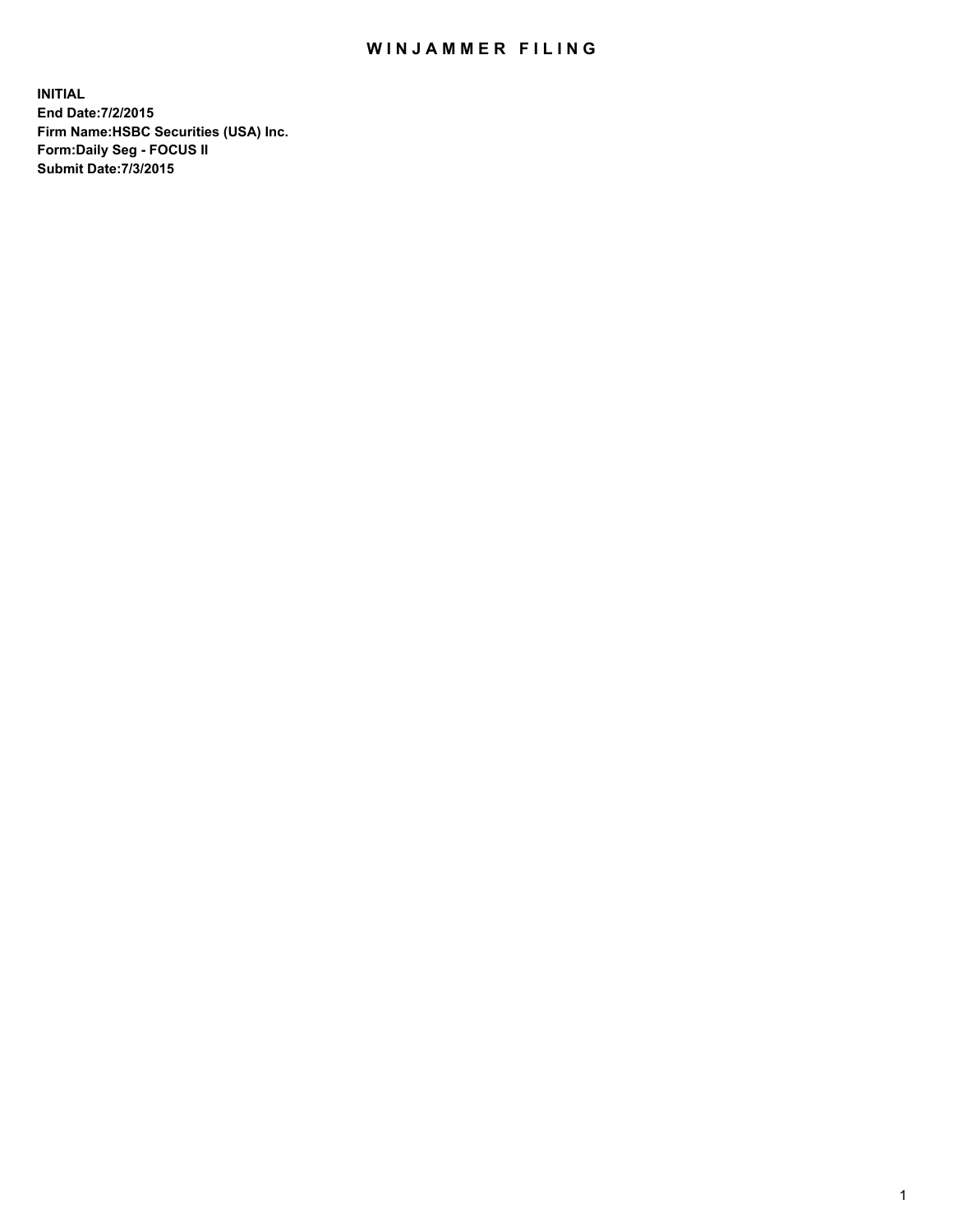# WINJAMMER FILING

**INITIAL**
**End Date:7/2/2015**
**Firm Name:HSBC Securities (USA) Inc.**
**Form:Daily Seg - FOCUS II**
**Submit Date:7/3/2015**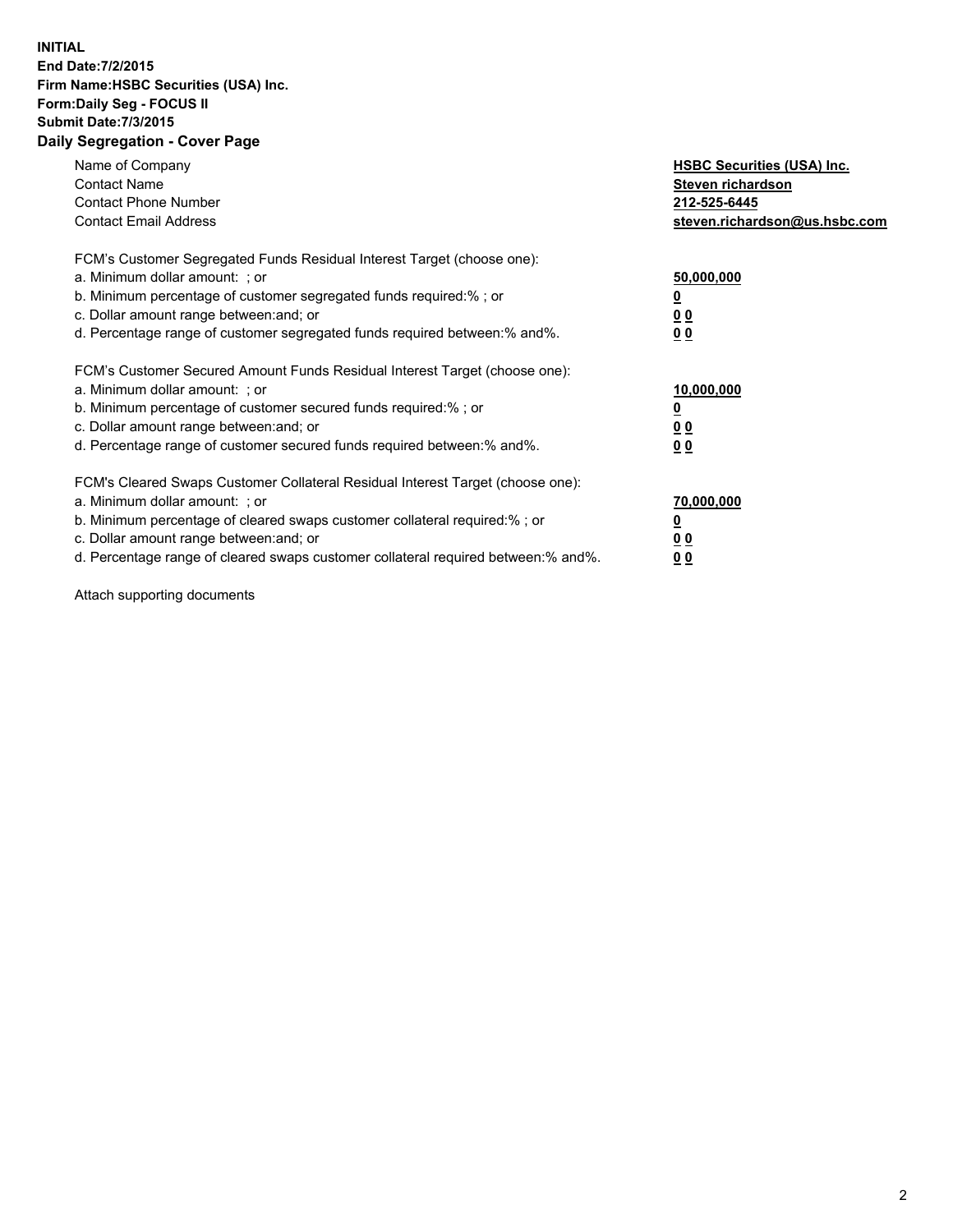**INITIAL**
**End Date:7/2/2015**
**Firm Name:HSBC Securities (USA) Inc.**
**Form:Daily Seg - FOCUS II**
**Submit Date:7/3/2015**

## Daily Segregation - Cover Page

| | |
|---|---|
| Name of Company | **HSBC Securities (USA) Inc.** |
| Contact Name | **Steven richardson** |
| Contact Phone Number | **212-525-6445** |
| Contact Email Address | **steven.richardson@us.hsbc.com** |

FCM's Customer Segregated Funds Residual Interest Target (choose one):

| | |
|---|---|
| a. Minimum dollar amount: ; or | **50,000,000** |
| b. Minimum percentage of customer segregated funds required:% ; or | **0** |
| c. Dollar amount range between:and; or | **0 0** |
| d. Percentage range of customer segregated funds required between:% and%. | **0 0** |

FCM's Customer Secured Amount Funds Residual Interest Target (choose one):

| | |
|---|---|
| a. Minimum dollar amount: ; or | **10,000,000** |
| b. Minimum percentage of customer secured funds required:% ; or | **0** |
| c. Dollar amount range between:and; or | **0 0** |
| d. Percentage range of customer secured funds required between:% and%. | **0 0** |

FCM's Cleared Swaps Customer Collateral Residual Interest Target (choose one):

| | |
|---|---|
| a. Minimum dollar amount: ; or | **70,000,000** |
| b. Minimum percentage of cleared swaps customer collateral required:% ; or | **0** |
| c. Dollar amount range between:and; or | **0 0** |
| d. Percentage range of cleared swaps customer collateral required between:% and%. | **0 0** |

Attach supporting documents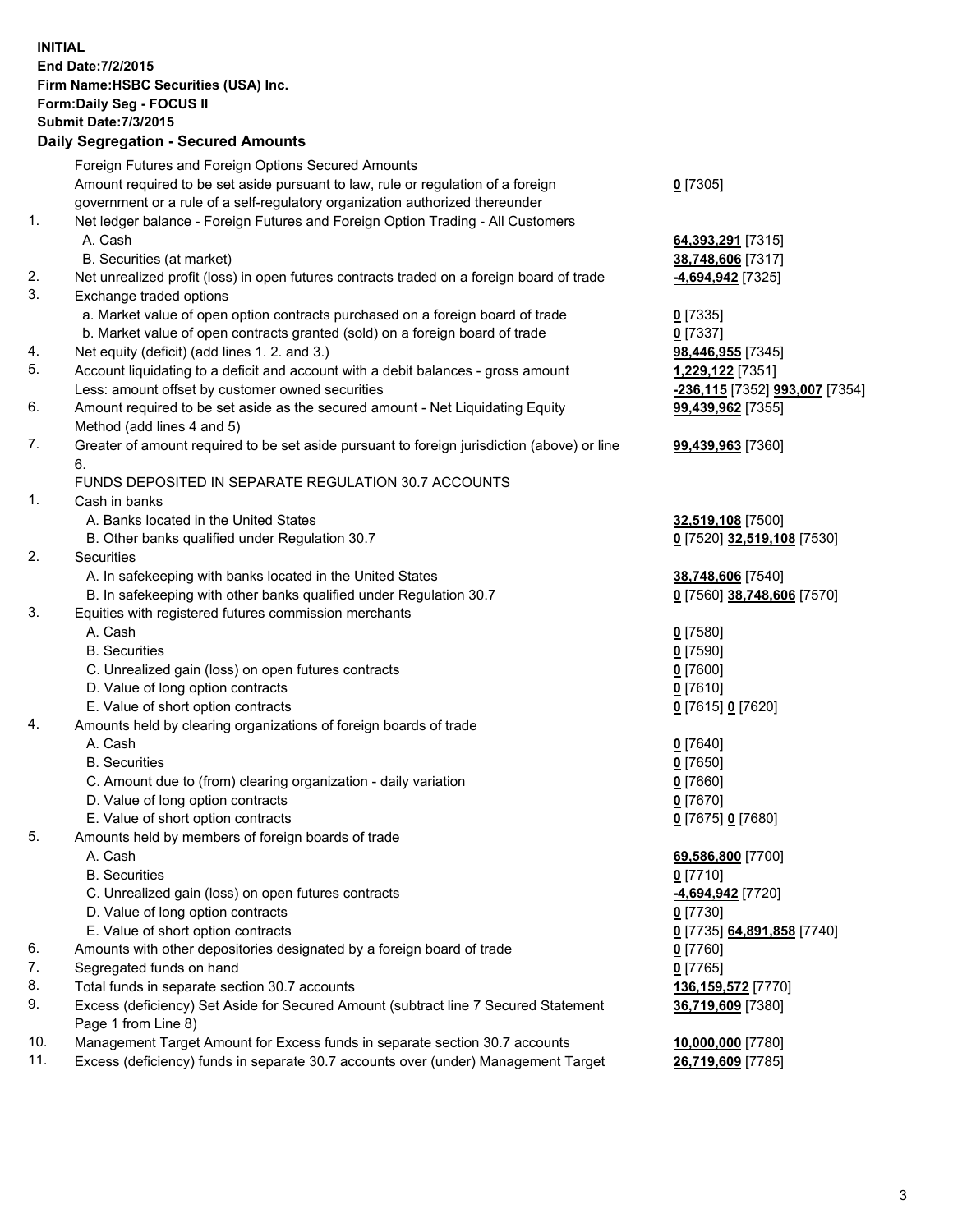**INITIAL**
**End Date:7/2/2015**
**Firm Name:HSBC Securities (USA) Inc.**
**Form:Daily Seg - FOCUS II**
**Submit Date:7/3/2015**

## Daily Segregation - Secured Amounts

| | | |
|---|---|---|
| | Foreign Futures and Foreign Options Secured Amounts | |
| | Amount required to be set aside pursuant to law, rule or regulation of a foreign government or a rule of a self-regulatory organization authorized thereunder | **0** [7305] |
| 1. | Net ledger balance - Foreign Futures and Foreign Option Trading - All Customers | |
| | A. Cash | **64,393,291** [7315] |
| | B. Securities (at market) | **38,748,606** [7317] |
| 2. | Net unrealized profit (loss) in open futures contracts traded on a foreign board of trade | **-4,694,942** [7325] |
| 3. | Exchange traded options | |
| | a. Market value of open option contracts purchased on a foreign board of trade | **0** [7335] |
| | b. Market value of open contracts granted (sold) on a foreign board of trade | **0** [7337] |
| 4. | Net equity (deficit) (add lines 1. 2. and 3.) | **98,446,955** [7345] |
| 5. | Account liquidating to a deficit and account with a debit balances - gross amount | **1,229,122** [7351] |
| | Less: amount offset by customer owned securities | **-236,115** [7352] **993,007** [7354] |
| 6. | Amount required to be set aside as the secured amount - Net Liquidating Equity Method (add lines 4 and 5) | **99,439,962** [7355] |
| 7. | Greater of amount required to be set aside pursuant to foreign jurisdiction (above) or line 6. | **99,439,963** [7360] |
| | FUNDS DEPOSITED IN SEPARATE REGULATION 30.7 ACCOUNTS | |
| 1. | Cash in banks | |
| | A. Banks located in the United States | **32,519,108** [7500] |
| | B. Other banks qualified under Regulation 30.7 | **0** [7520] **32,519,108** [7530] |
| 2. | Securities | |
| | A. In safekeeping with banks located in the United States | **38,748,606** [7540] |
| | B. In safekeeping with other banks qualified under Regulation 30.7 | **0** [7560] **38,748,606** [7570] |
| 3. | Equities with registered futures commission merchants | |
| | A. Cash | **0** [7580] |
| | B. Securities | **0** [7590] |
| | C. Unrealized gain (loss) on open futures contracts | **0** [7600] |
| | D. Value of long option contracts | **0** [7610] |
| | E. Value of short option contracts | **0** [7615] **0** [7620] |
| 4. | Amounts held by clearing organizations of foreign boards of trade | |
| | A. Cash | **0** [7640] |
| | B. Securities | **0** [7650] |
| | C. Amount due to (from) clearing organization - daily variation | **0** [7660] |
| | D. Value of long option contracts | **0** [7670] |
| | E. Value of short option contracts | **0** [7675] **0** [7680] |
| 5. | Amounts held by members of foreign boards of trade | |
| | A. Cash | **69,586,800** [7700] |
| | B. Securities | **0** [7710] |
| | C. Unrealized gain (loss) on open futures contracts | **-4,694,942** [7720] |
| | D. Value of long option contracts | **0** [7730] |
| | E. Value of short option contracts | **0** [7735] **64,891,858** [7740] |
| 6. | Amounts with other depositories designated by a foreign board of trade | **0** [7760] |
| 7. | Segregated funds on hand | **0** [7765] |
| 8. | Total funds in separate section 30.7 accounts | **136,159,572** [7770] |
| 9. | Excess (deficiency) Set Aside for Secured Amount (subtract line 7 Secured Statement Page 1 from Line 8) | **36,719,609** [7380] |
| 10. | Management Target Amount for Excess funds in separate section 30.7 accounts | **10,000,000** [7780] |
| 11. | Excess (deficiency) funds in separate 30.7 accounts over (under) Management Target | **26,719,609** [7785] |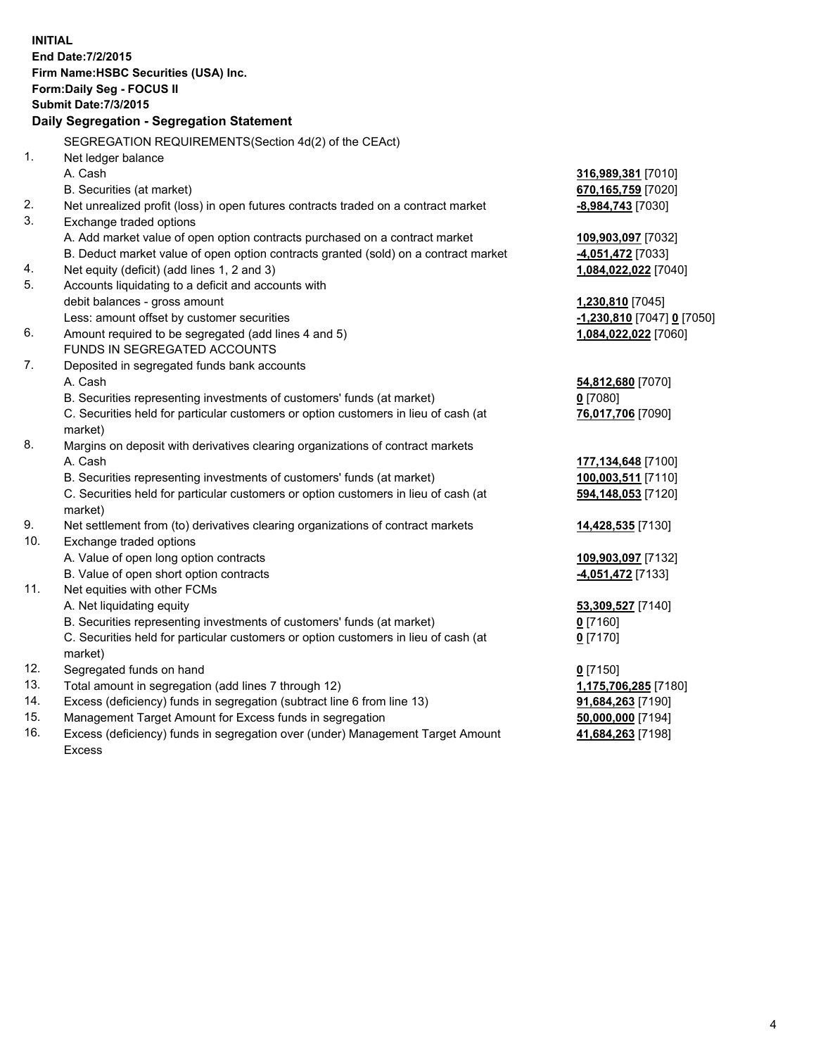**INITIAL**
**End Date:7/2/2015**
**Firm Name:HSBC Securities (USA) Inc.**
**Form:Daily Seg - FOCUS II**
**Submit Date:7/3/2015**

## Daily Segregation - Segregation Statement

SEGREGATION REQUIREMENTS(Section 4d(2) of the CEAct)

| | | |
|---|---|---|
| 1. | Net ledger balance | |
| | A. Cash | **316,989,381** [7010] |
| | B. Securities (at market) | **670,165,759** [7020] |
| 2. | Net unrealized profit (loss) in open futures contracts traded on a contract market | **-8,984,743** [7030] |
| 3. | Exchange traded options | |
| | A. Add market value of open option contracts purchased on a contract market | **109,903,097** [7032] |
| | B. Deduct market value of open option contracts granted (sold) on a contract market | **-4,051,472** [7033] |
| 4. | Net equity (deficit) (add lines 1, 2 and 3) | **1,084,022,022** [7040] |
| 5. | Accounts liquidating to a deficit and accounts with | |
| | debit balances - gross amount | **1,230,810** [7045] |
| | Less: amount offset by customer securities | **-1,230,810** [7047] **0** [7050] |
| 6. | Amount required to be segregated (add lines 4 and 5) | **1,084,022,022** [7060] |
| | FUNDS IN SEGREGATED ACCOUNTS | |
| 7. | Deposited in segregated funds bank accounts | |
| | A. Cash | **54,812,680** [7070] |
| | B. Securities representing investments of customers' funds (at market) | **0** [7080] |
| | C. Securities held for particular customers or option customers in lieu of cash (at market) | **76,017,706** [7090] |
| 8. | Margins on deposit with derivatives clearing organizations of contract markets | |
| | A. Cash | **177,134,648** [7100] |
| | B. Securities representing investments of customers' funds (at market) | **100,003,511** [7110] |
| | C. Securities held for particular customers or option customers in lieu of cash (at market) | **594,148,053** [7120] |
| 9. | Net settlement from (to) derivatives clearing organizations of contract markets | **14,428,535** [7130] |
| 10. | Exchange traded options | |
| | A. Value of open long option contracts | **109,903,097** [7132] |
| | B. Value of open short option contracts | **-4,051,472** [7133] |
| 11. | Net equities with other FCMs | |
| | A. Net liquidating equity | **53,309,527** [7140] |
| | B. Securities representing investments of customers' funds (at market) | **0** [7160] |
| | C. Securities held for particular customers or option customers in lieu of cash (at market) | **0** [7170] |
| 12. | Segregated funds on hand | **0** [7150] |
| 13. | Total amount in segregation (add lines 7 through 12) | **1,175,706,285** [7180] |
| 14. | Excess (deficiency) funds in segregation (subtract line 6 from line 13) | **91,684,263** [7190] |
| 15. | Management Target Amount for Excess funds in segregation | **50,000,000** [7194] |
| 16. | Excess (deficiency) funds in segregation over (under) Management Target Amount Excess | **41,684,263** [7198] |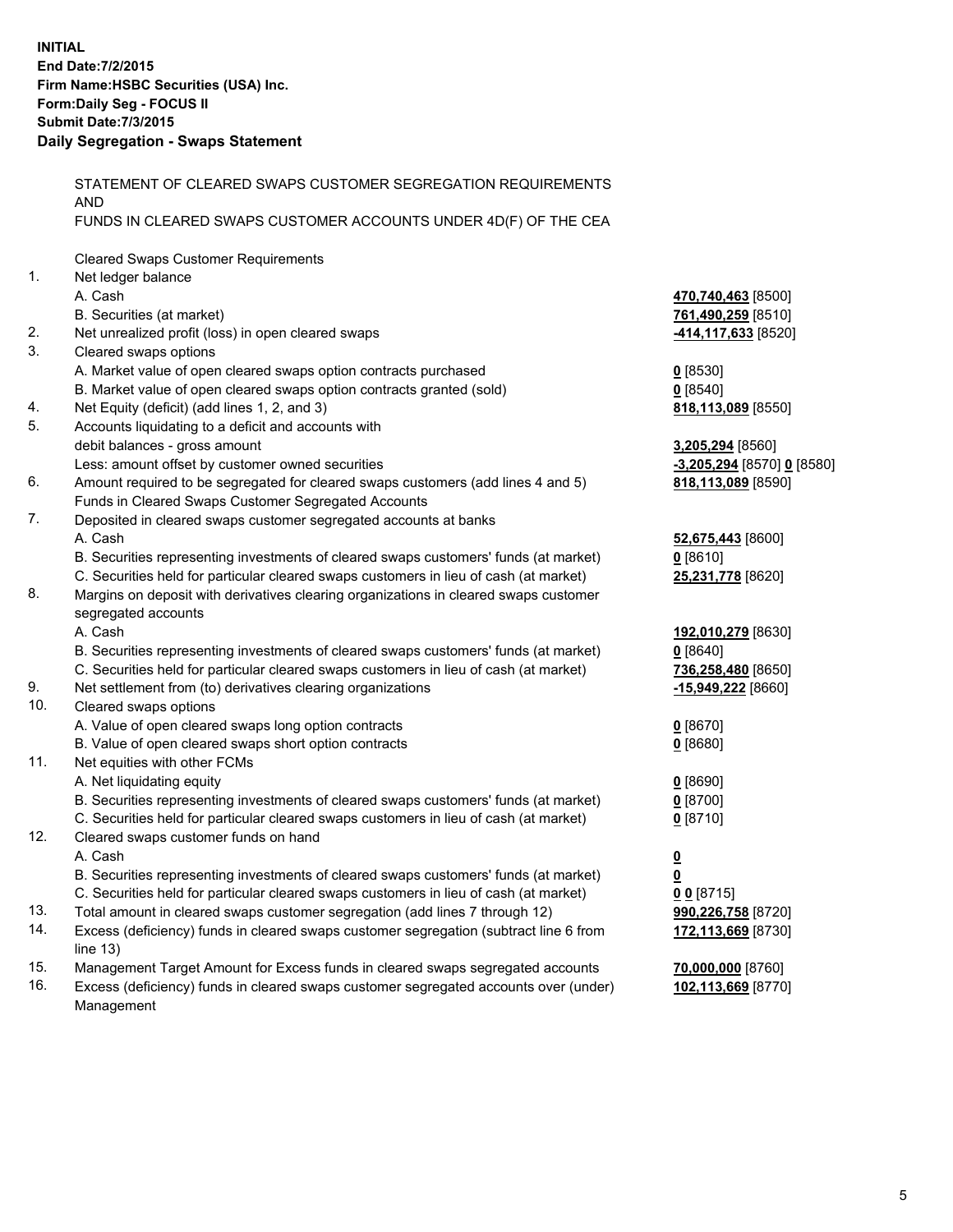**INITIAL**
**End Date:7/2/2015**
**Firm Name:HSBC Securities (USA) Inc.**
**Form:Daily Seg - FOCUS II**
**Submit Date:7/3/2015**
**Daily Segregation - Swaps Statement**

STATEMENT OF CLEARED SWAPS CUSTOMER SEGREGATION REQUIREMENTS AND FUNDS IN CLEARED SWAPS CUSTOMER ACCOUNTS UNDER 4D(F) OF THE CEA

| | | |
|---|---|---|
| | Cleared Swaps Customer Requirements | |
| 1. | Net ledger balance | |
| | A. Cash | **470,740,463** [8500] |
| | B. Securities (at market) | **761,490,259** [8510] |
| 2. | Net unrealized profit (loss) in open cleared swaps | **-414,117,633** [8520] |
| 3. | Cleared swaps options | |
| | A. Market value of open cleared swaps option contracts purchased | **0** [8530] |
| | B. Market value of open cleared swaps option contracts granted (sold) | **0** [8540] |
| 4. | Net Equity (deficit) (add lines 1, 2, and 3) | **818,113,089** [8550] |
| 5. | Accounts liquidating to a deficit and accounts with debit balances - gross amount | **3,205,294** [8560] |
| | Less: amount offset by customer owned securities | **-3,205,294** [8570] **0** [8580] |
| 6. | Amount required to be segregated for cleared swaps customers (add lines 4 and 5) | **818,113,089** [8590] |
| | Funds in Cleared Swaps Customer Segregated Accounts | |
| 7. | Deposited in cleared swaps customer segregated accounts at banks | |
| | A. Cash | **52,675,443** [8600] |
| | B. Securities representing investments of cleared swaps customers' funds (at market) | **0** [8610] |
| | C. Securities held for particular cleared swaps customers in lieu of cash (at market) | **25,231,778** [8620] |
| 8. | Margins on deposit with derivatives clearing organizations in cleared swaps customer segregated accounts | |
| | A. Cash | **192,010,279** [8630] |
| | B. Securities representing investments of cleared swaps customers' funds (at market) | **0** [8640] |
| | C. Securities held for particular cleared swaps customers in lieu of cash (at market) | **736,258,480** [8650] |
| 9. | Net settlement from (to) derivatives clearing organizations | **-15,949,222** [8660] |
| 10. | Cleared swaps options | |
| | A. Value of open cleared swaps long option contracts | **0** [8670] |
| | B. Value of open cleared swaps short option contracts | **0** [8680] |
| 11. | Net equities with other FCMs | |
| | A. Net liquidating equity | **0** [8690] |
| | B. Securities representing investments of cleared swaps customers' funds (at market) | **0** [8700] |
| | C. Securities held for particular cleared swaps customers in lieu of cash (at market) | **0** [8710] |
| 12. | Cleared swaps customer funds on hand | |
| | A. Cash | **0** |
| | B. Securities representing investments of cleared swaps customers' funds (at market) | **0** |
| | C. Securities held for particular cleared swaps customers in lieu of cash (at market) | **0** **0** [8715] |
| 13. | Total amount in cleared swaps customer segregation (add lines 7 through 12) | **990,226,758** [8720] |
| 14. | Excess (deficiency) funds in cleared swaps customer segregation (subtract line 6 from line 13) | **172,113,669** [8730] |
| 15. | Management Target Amount for Excess funds in cleared swaps segregated accounts | **70,000,000** [8760] |
| 16. | Excess (deficiency) funds in cleared swaps customer segregated accounts over (under) Management | **102,113,669** [8770] |